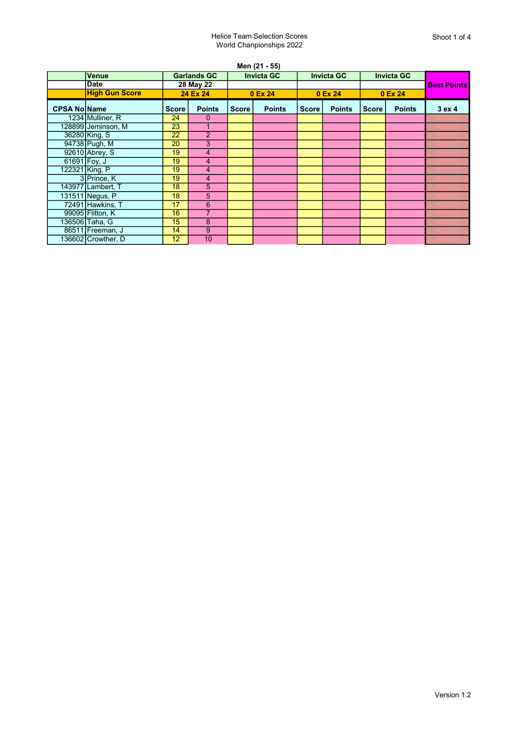Helice Team Selection Scores
World Chanpionships 2022

Shoot 1 of 4

**Men (21 - 55)**

| | Venue | Garlands GC | | Invicta GC | | Invicta GC | | Invicta GC | | Best Points |
|---|---|---|---|---|---|---|---|---|---|---|
| | Date | 28 May 22 | | | | | | | | |
| | High Gun Score | 24 Ex 24 | | 0 Ex 24 | | 0 Ex 24 | | 0 Ex 24 | | |
| CPSA No | Name | Score | Points | Score | Points | Score | Points | Score | Points | 3 ex 4 |
| 1234 | Mulliner, R | 24 | 0 | | | | | | | #NUM! |
| 128899 | Jeminson, M | 23 | 1 | | | | | | | #NUM! |
| 36280 | King, S | 22 | 2 | | | | | | | #NUM! |
| 94738 | Pugh, M | 20 | 3 | | | | | | | #NUM! |
| 92610 | Abrey, S | 19 | 4 | | | | | | | #NUM! |
| 61691 | Foy, J | 19 | 4 | | | | | | | #NUM! |
| 122321 | King, P | 19 | 4 | | | | | | | #NUM! |
| 3 | Prince, K | 19 | 4 | | | | | | | #NUM! |
| 143977 | Lambert, T | 18 | 5 | | | | | | | #NUM! |
| 131511 | Negus, P | 18 | 5 | | | | | | | #NUM! |
| 72491 | Hawkins, T | 17 | 6 | | | | | | | #NUM! |
| 99095 | Flitton, K | 16 | 7 | | | | | | | #NUM! |
| 136506 | Taha, G | 15 | 8 | | | | | | | #NUM! |
| 86511 | Freeman, J | 14 | 9 | | | | | | | #NUM! |
| 136602 | Crowther, D | 12 | 10 | | | | | | | #NUM! |

Version 1.2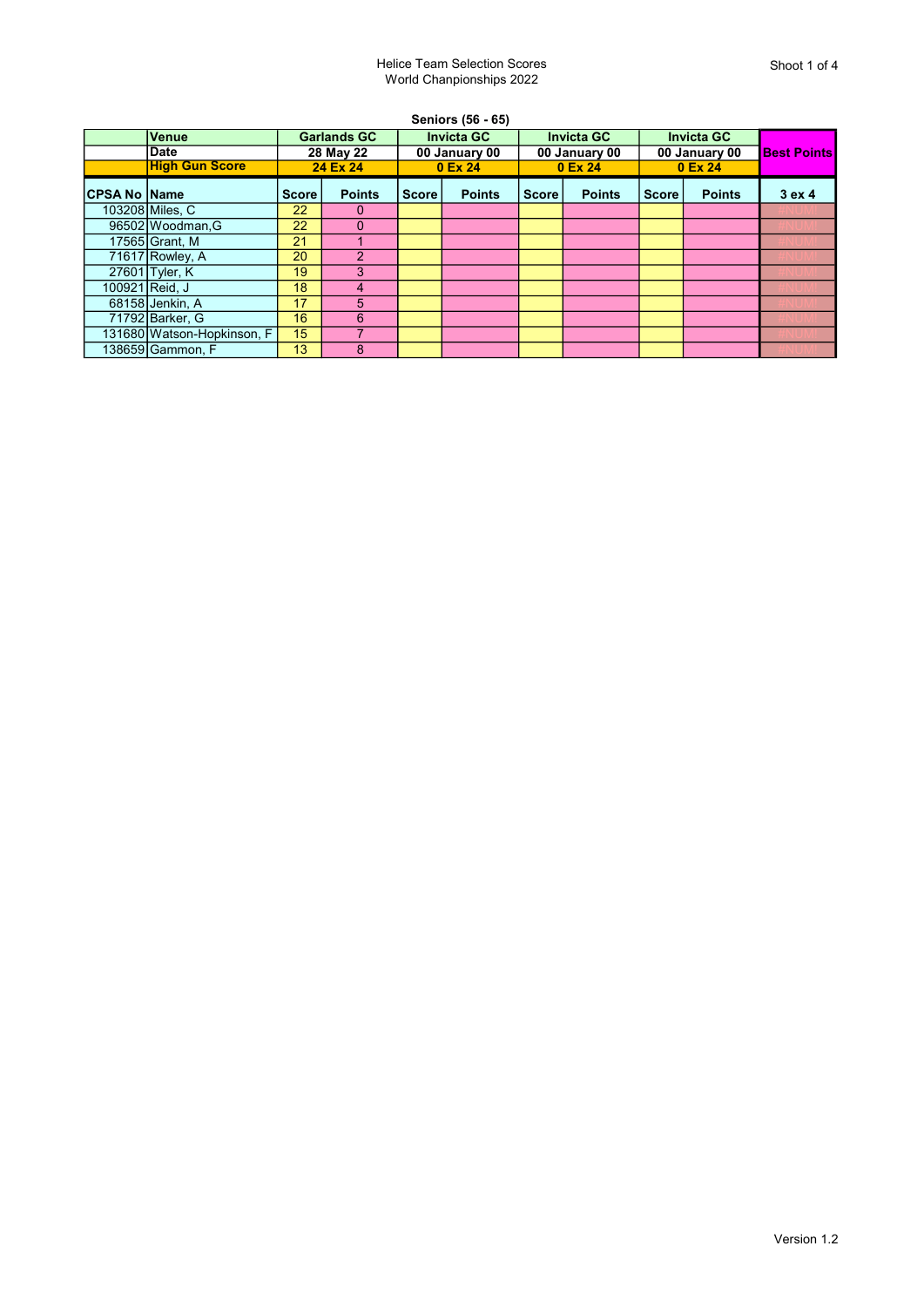Helice Team Selection Scores
World Chanpionships 2022

Shoot 1 of 4

## Seniors (56 - 65)

| | Venue | Garlands GC | | Invicta GC | | Invicta GC | | Invicta GC | | Best Points |
|---|---|---|---|---|---|---|---|---|---|---|
| | Date | 28 May 22 | | 00 January 00 | | 00 January 00 | | 00 January 00 | | |
| | High Gun Score | 24 Ex 24 | | 0 Ex 24 | | 0 Ex 24 | | 0 Ex 24 | | |
| CPSA No | Name | Score | Points | Score | Points | Score | Points | Score | Points | 3 ex 4 |
| 103208 | Miles, C | 22 | 0 | | | | | | | #NUM! |
| 96502 | Woodman,G | 22 | 0 | | | | | | | #NUM! |
| 17565 | Grant, M | 21 | 1 | | | | | | | #NUM! |
| 71617 | Rowley, A | 20 | 2 | | | | | | | #NUM! |
| 27601 | Tyler, K | 19 | 3 | | | | | | | #NUM! |
| 100921 | Reid, J | 18 | 4 | | | | | | | #NUM! |
| 68158 | Jenkin, A | 17 | 5 | | | | | | | #NUM! |
| 71792 | Barker, G | 16 | 6 | | | | | | | #NUM! |
| 131680 | Watson-Hopkinson, F | 15 | 7 | | | | | | | #NUM! |
| 138659 | Gammon, F | 13 | 8 | | | | | | | #NUM! |

Version 1.2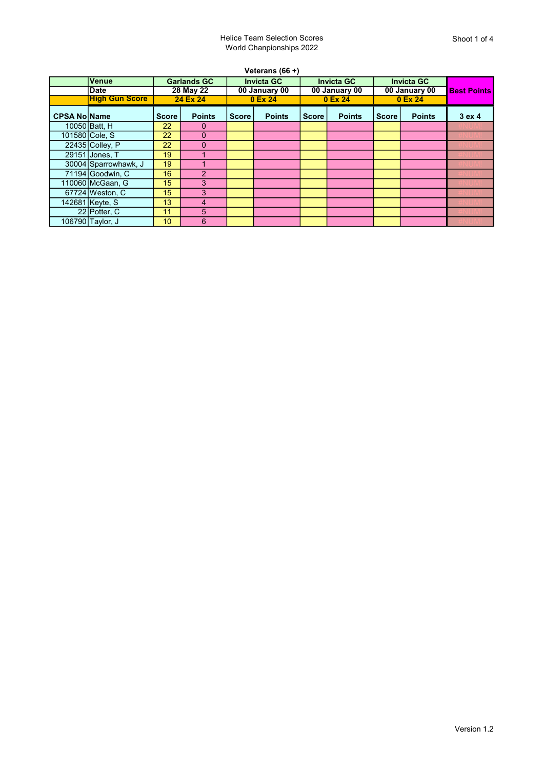Helice Team Selection Scores
World Chanpionships 2022

**Veterans (66 +)**

| | Venue | Garlands GC | | Invicta GC | | Invicta GC | | Invicta GC | | Best Points |
|---|---|---|---|---|---|---|---|---|---|---|
| | Date | 28 May 22 | | 00 January 00 | | 00 January 00 | | 00 January 00 | | |
| | High Gun Score | 24 Ex 24 | | 0 Ex 24 | | 0 Ex 24 | | 0 Ex 24 | | |
| CPSA No | Name | Score | Points | Score | Points | Score | Points | Score | Points | 3 ex 4 |
| 10050 | Batt, H | 22 | 0 | | | | | | | #NUM! |
| 101580 | Cole, S | 22 | 0 | | | | | | | #NUM! |
| 22435 | Colley, P | 22 | 0 | | | | | | | #NUM! |
| 29151 | Jones, T | 19 | 1 | | | | | | | #NUM! |
| 30004 | Sparrowhawk, J | 19 | 1 | | | | | | | #NUM! |
| 71194 | Goodwin, C | 16 | 2 | | | | | | | #NUM! |
| 110060 | McGaan, G | 15 | 3 | | | | | | | #NUM! |
| 67724 | Weston, C | 15 | 3 | | | | | | | #NUM! |
| 142681 | Keyte, S | 13 | 4 | | | | | | | #NUM! |
| 22 | Potter, C | 11 | 5 | | | | | | | #NUM! |
| 106790 | Taylor, J | 10 | 6 | | | | | | | #NUM! |

Version 1.2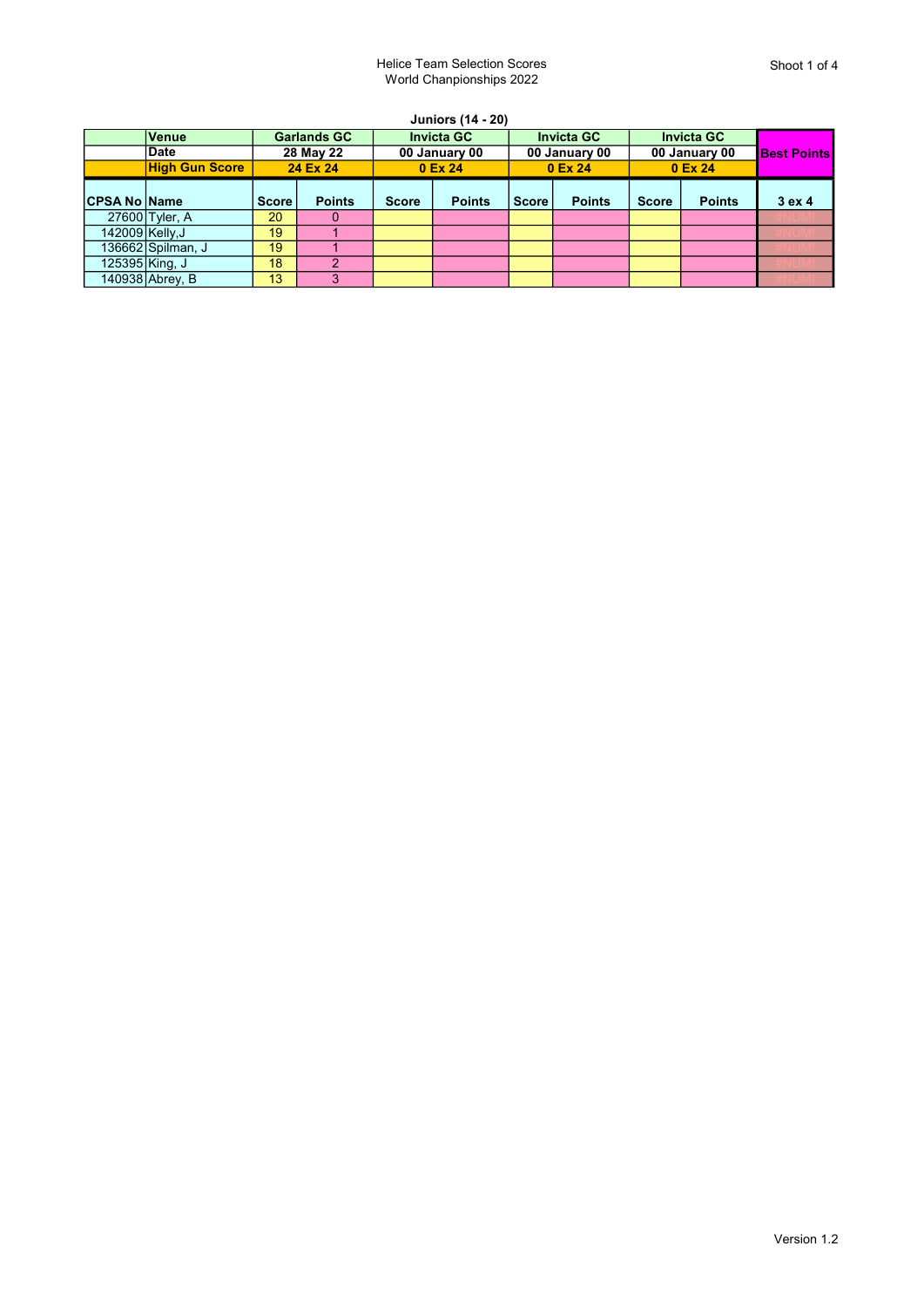Helice Team Selection Scores
World Chanpionships 2022

Shoot 1 of 4

**Juniors (14 - 20)**

| | Venue | Garlands GC | | Invicta GC | | Invicta GC | | Invicta GC | | Best Points |
|---|---|---|---|---|---|---|---|---|---|---|
| | Date | 28 May 22 | | 00 January 00 | | 00 January 00 | | 00 January 00 | | |
| | High Gun Score | 24 Ex 24 | | 0 Ex 24 | | 0 Ex 24 | | 0 Ex 24 | | |
| CPSA No | Name | Score | Points | Score | Points | Score | Points | Score | Points | 3 ex 4 |
| 27600 | Tyler, A | 20 | 0 | | | | | | | #NUM! |
| 142009 | Kelly,J | 19 | 1 | | | | | | | #NUM! |
| 136662 | Spilman, J | 19 | 1 | | | | | | | #NUM! |
| 125395 | King, J | 18 | 2 | | | | | | | #NUM! |
| 140938 | Abrey, B | 13 | 3 | | | | | | | #NUM! |

Version 1.2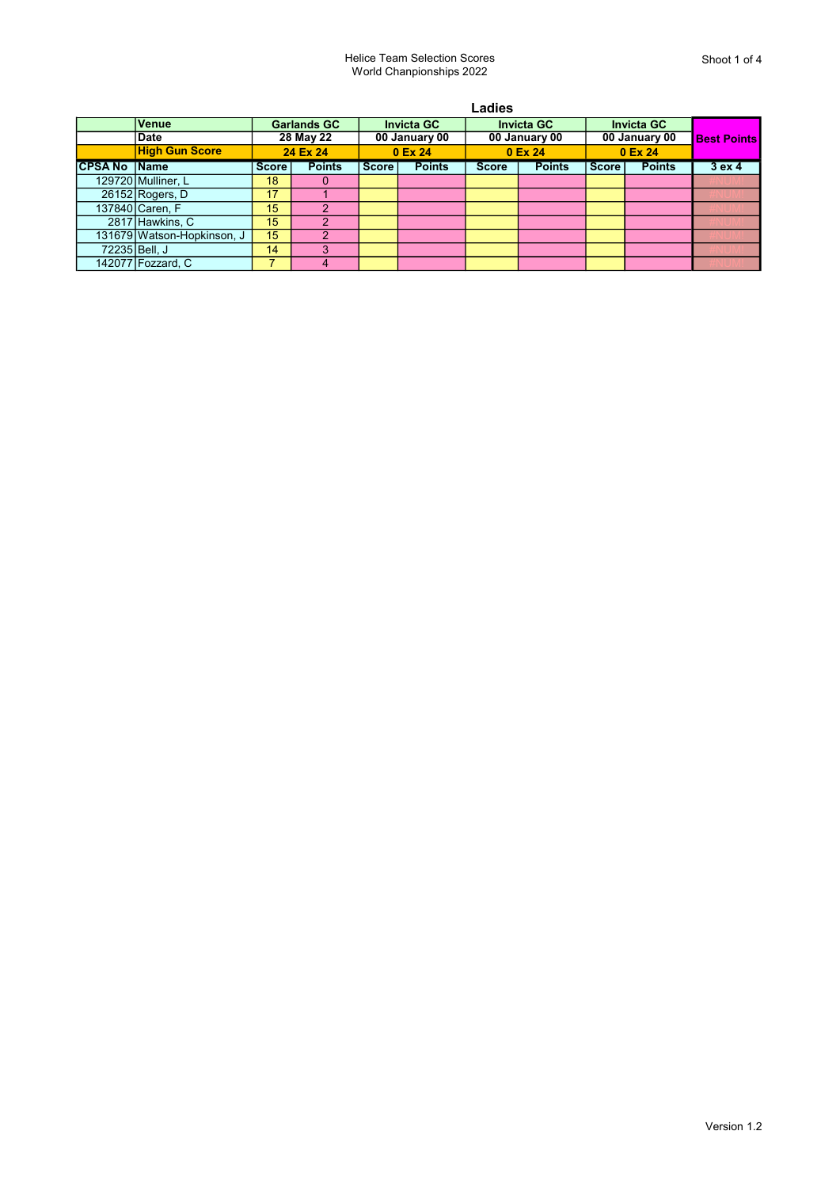Helice Team Selection Scores
World Chanpionships 2022

Shoot 1 of 4

## Ladies

| | Venue | Garlands GC | | Invicta GC | | Invicta GC | | Invicta GC | | Best Points |
|---|---|---|---|---|---|---|---|---|---|---|
| | Date | 28 May 22 | | 00 January 00 | | 00 January 00 | | 00 January 00 | | |
| | High Gun Score | 24 Ex 24 | | 0 Ex 24 | | 0 Ex 24 | | 0 Ex 24 | | |
| CPSA No | Name | Score | Points | Score | Points | Score | Points | Score | Points | 3 ex 4 |
| 129720 | Mulliner, L | 18 | 0 | | | | | | | #NUM! |
| 26152 | Rogers, D | 17 | 1 | | | | | | | #NUM! |
| 137840 | Caren, F | 15 | 2 | | | | | | | #NUM! |
| 2817 | Hawkins, C | 15 | 2 | | | | | | | #NUM! |
| 131679 | Watson-Hopkinson, J | 15 | 2 | | | | | | | #NUM! |
| 72235 | Bell, J | 14 | 3 | | | | | | | #NUM! |
| 142077 | Fozzard, C | 7 | 4 | | | | | | | #NUM! |

Version 1.2